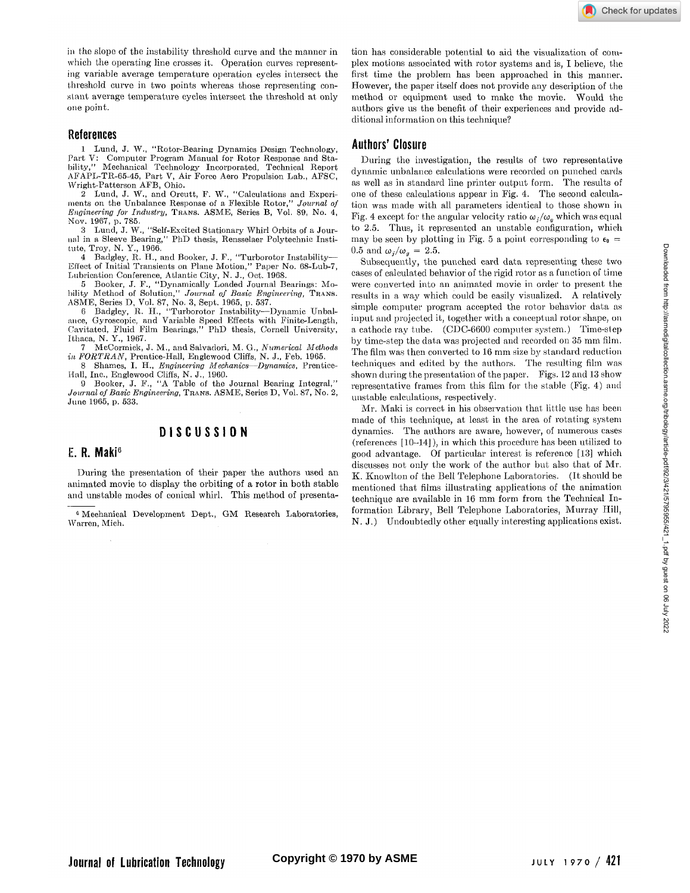in the slope of the instability threshold curve and the manner in which the operating line crosses it. Operation curves representing variable average temperature operation cycles intersect the threshold curve in two points whereas those representing constant average temperature cycles intersect the threshold at only one point.

## References

1 Lund, J. W., "Rotor-Bearing Dynamics Design Technology, Part V: Computer Program Manual for Rotor Response and Stability," Mechanical Technology Incorporated, Technical Report AFAPL-TR-65-45, Part V, Air Force Aero Propulsion Lab., AFSC, Wright-Patterson AFB, Ohio.

2 Lund, J. W., and Orcutt, F. W., "Calculations and Experiments on the Unbalance Response of a Flexible Rotor," *Journal of Engineering for Industry*, TRANS. ASME, Series B, Vol. 89, No. 4, Nov. 1967, p. 785.

3 Lund, J. W., "Self-Excited Stationary Whirl Orbits of a Journal in a Sleeve Bearing," PhD thesis, Rensselaer Polytechnic Institute, Troy, N. Y., 1966.

4 Badgley, R. H., and Booker, J. F., "Turborotor Instability—Effect of Initial Transients on Plane Motion," Paper No. 68-Lub-7, Lubrication Conference, Atlantic City, N. J., Oct. 1968.

5 Booker, J. F., "Dynamically Loaded Journal Bearings: Mobility Method of Solution," *Journal of Basic Engineering*, TRANS. ASME, Series D, Vol. 87, No. 3, Sept. 1965, p. 537.

6 Badgley, R. H., "Turborotor Instability—Dynamic Unbalance, Gyroscopic, and Variable Speed Effects with Finite-Length, Cavitated, Fluid Film Bearings," PhD thesis, Cornell University, Ithaca, N. Y., 1967.

7 McCormick, J. M., and Salvadori, M. G., *Numerical Methods in FORTRAN*, Prentice-Hall, Englewood Cliffs, N. J., Feb. 1965.

8 Shames, I. H., *Engineering Mechanics—Dynamics*, Prentice-Hall, Inc., Englewood Cliffs, N. J., 1960.

9 Booker, J. F., "A Table of the Journal Bearing Integral," *Journal of Basic Engineering*, TRANS. ASME, Series D, Vol. 87, No. 2, June 1965, p. 533.

# DISCUSSION

## E. R. Maki[6]

During the presentation of their paper the authors used an animated movie to display the orbiting of a rotor in both stable and unstable modes of conical whirl. This method of presentation has considerable potential to aid the visualization of complex motions associated with rotor systems and is, I believe, the first time the problem has been approached in this manner. However, the paper itself does not provide any description of the method or equipment used to make the movie. Would the authors give us the benefit of their experiences and provide additional information on this technique?

[6] Mechanical Development Dept., GM Research Laboratories, Warren, Mich.

## Authors' Closure

During the investigation, the results of two representative dynamic unbalance calculations were recorded on punched cards as well as in standard line printer output form. The results of one of these calculations appear in Fig. 4. The second calculation was made with all parameters identical to those shown in Fig. 4 except for the angular velocity ratio $\omega_j/\omega_g$ which was equal to 2.5. Thus, it represented an unstable configuration, which may be seen by plotting in Fig. 5 a point corresponding to $\epsilon_0 = 0.5$ and $\omega_j/\omega_g = 2.5$.

Subsequently, the punched card data representing these two cases of calculated behavior of the rigid rotor as a function of time were converted into an animated movie in order to present the results in a way which could be easily visualized. A relatively simple computer program accepted the rotor behavior data as input and projected it, together with a conceptual rotor shape, on a cathode ray tube. (CDC-6600 computer system.) Time-step by time-step the data was projected and recorded on 35 mm film. The film was then converted to 16 mm size by standard reduction techniques and edited by the authors. The resulting film was shown during the presentation of the paper. Figs. 12 and 13 show representative frames from this film for the stable (Fig. 4) and unstable calculations, respectively.

Mr. Maki is correct in his observation that little use has been made of this technique, at least in the area of rotating system dynamics. The authors are aware, however, of numerous cases (references [10–14]), in which this procedure has been utilized to good advantage. Of particular interest is reference [13] which discusses not only the work of the author but also that of Mr. K. Knowlton of the Bell Telephone Laboratories. (It should be mentioned that films illustrating applications of the animation technique are available in 16 mm form from the Technical Information Library, Bell Telephone Laboratories, Murray Hill, N. J.) Undoubtedly other equally interesting applications exist.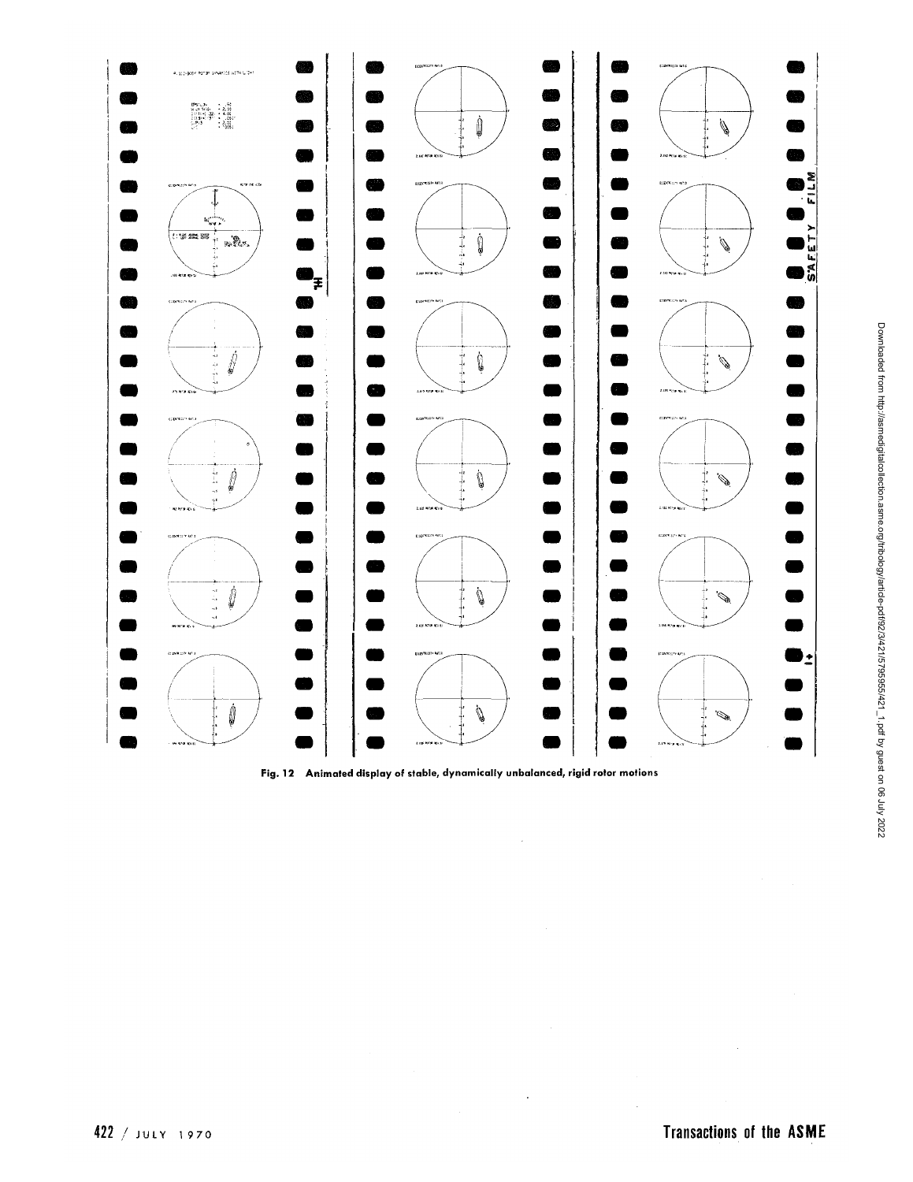Fig. 12 Animated display of stable, dynamically unbalanced, rigid rotor motions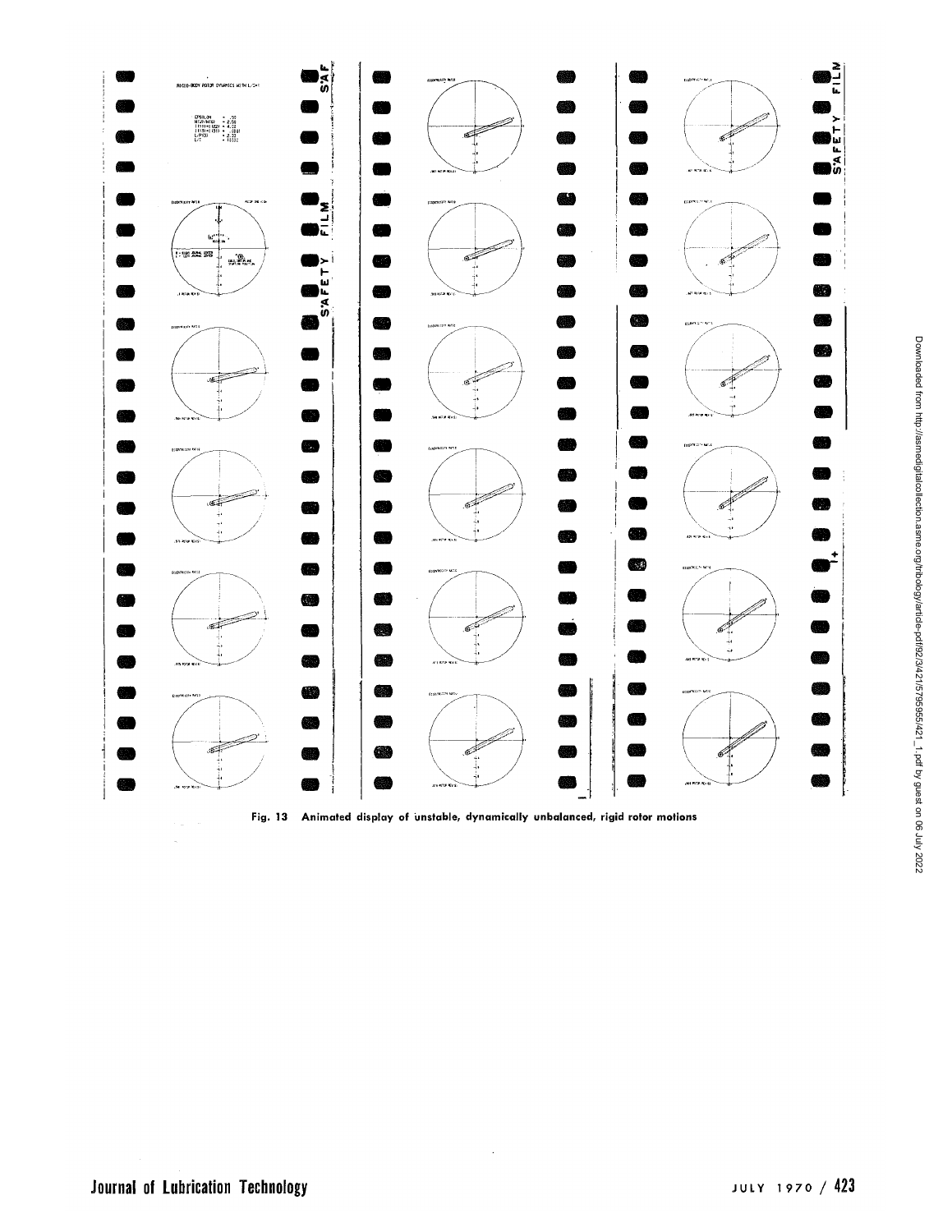Fig. 13 Animated display of unstable, dynamically unbalanced, rigid rotor motions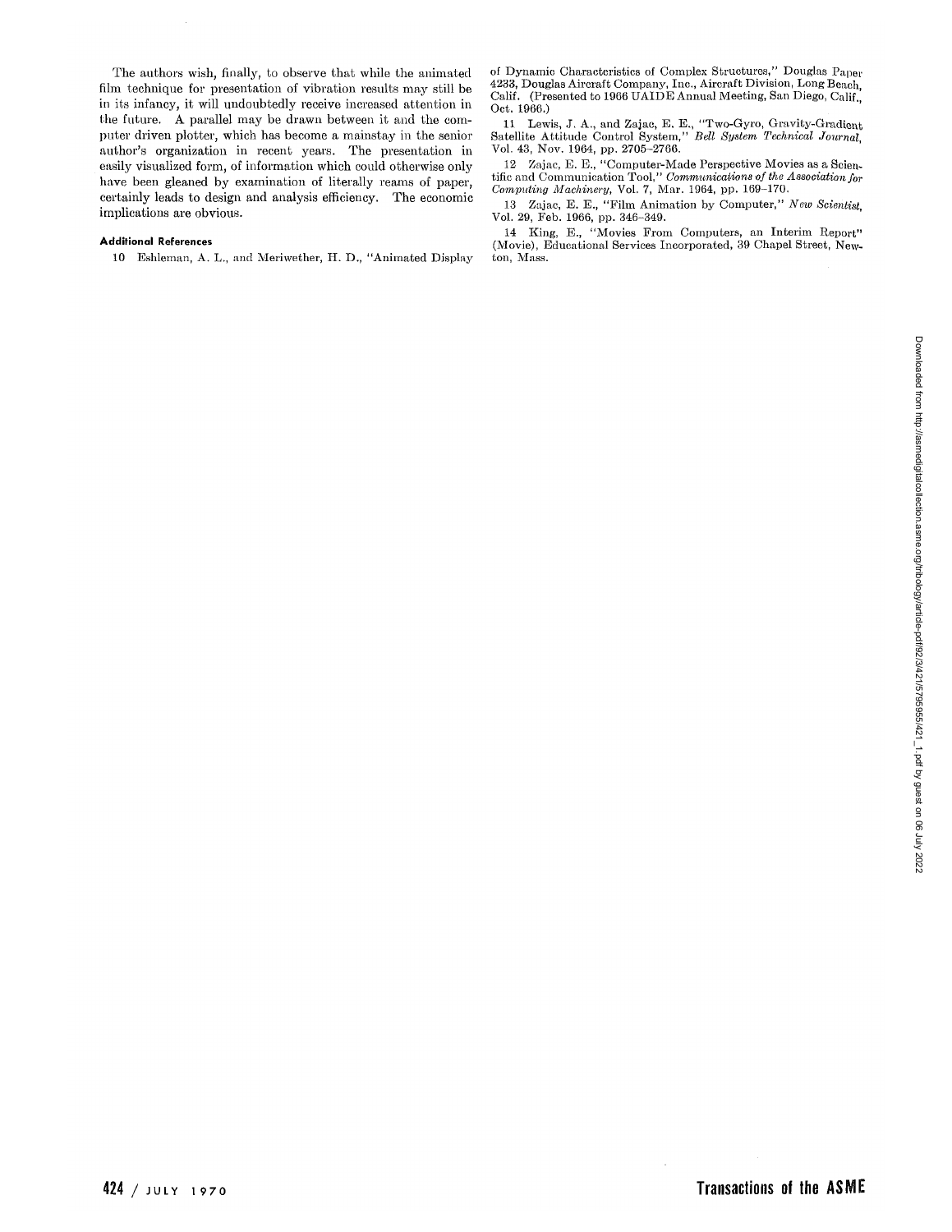The authors wish, finally, to observe that while the animated film technique for presentation of vibration results may still be in its infancy, it will undoubtedly receive increased attention in the future. A parallel may be drawn between it and the computer driven plotter, which has become a mainstay in the senior author's organization in recent years. The presentation in easily visualized form, of information which could otherwise only have been gleaned by examination of literally reams of paper, certainly leads to design and analysis efficiency. The economic implications are obvious.

#### Additional References

10 Eshleman, A. L., and Meriwether, H. D., "Animated Display of Dynamic Characteristics of Complex Structures," Douglas Paper 4233, Douglas Aircraft Company, Inc., Aircraft Division, Long Beach, Calif. (Presented to 1966 UAIDE Annual Meeting, San Diego, Calif., Oct. 1966.)

11 Lewis, J. A., and Zajac, E. E., "Two-Gyro, Gravity-Gradient Satellite Attitude Control System," *Bell System Technical Journal*, Vol. 43, Nov. 1964, pp. 2705–2766.

12 Zajac, E. E., "Computer-Made Perspective Movies as a Scientific and Communication Tool," *Communications of the Association for Computing Machinery*, Vol. 7, Mar. 1964, pp. 169–170.

13 Zajac, E. E., "Film Animation by Computer," *New Scientist*, Vol. 29, Feb. 1966, pp. 346–349.

14 King, E., "Movies From Computers, an Interim Report" (Movie), Educational Services Incorporated, 39 Chapel Street, Newton, Mass.